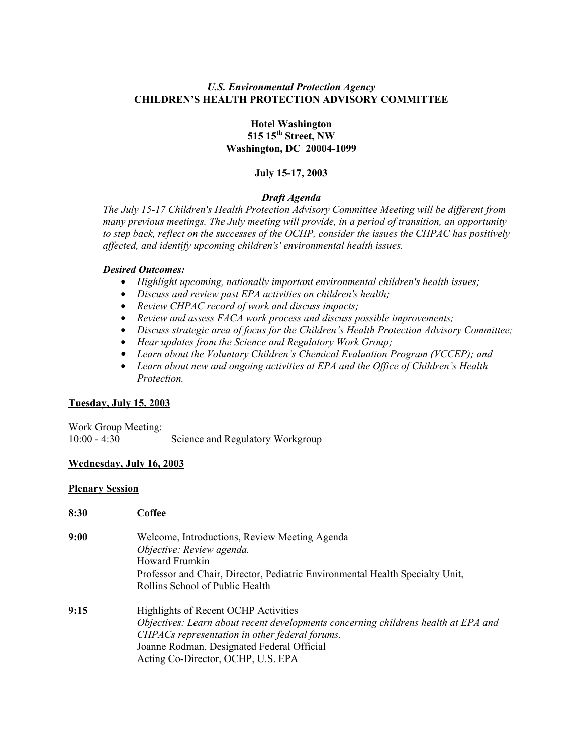*U.S. Environmental Protection Agency*
**CHILDREN'S HEALTH PROTECTION ADVISORY COMMITTEE**

**Hotel Washington**
**515 15th Street, NW**
**Washington, DC 20004-1099**

**July 15-17, 2003**

***Draft Agenda***

*The July 15-17 Children's Health Protection Advisory Committee Meeting will be different from many previous meetings. The July meeting will provide, in a period of transition, an opportunity to step back, reflect on the successes of the OCHP, consider the issues the CHPAC has positively affected, and identify upcoming children's' environmental health issues.*

***Desired Outcomes:***

- *Highlight upcoming, nationally important environmental children's health issues;*
- *Discuss and review past EPA activities on children's health;*
- *Review CHPAC record of work and discuss impacts;*
- *Review and assess FACA work process and discuss possible improvements;*
- *Discuss strategic area of focus for the Children's Health Protection Advisory Committee;*
- *Hear updates from the Science and Regulatory Work Group;*
- *Learn about the Voluntary Children's Chemical Evaluation Program (VCCEP); and*
- *Learn about new and ongoing activities at EPA and the Office of Children's Health Protection.*

**Tuesday, July 15, 2003**

Work Group Meeting:
10:00 - 4:30 Science and Regulatory Workgroup

**Wednesday, July 16, 2003**

**Plenary Session**

**8:30** **Coffee**

**9:00** Welcome, Introductions, Review Meeting Agenda
*Objective: Review agenda.*
Howard Frumkin
Professor and Chair, Director, Pediatric Environmental Health Specialty Unit, Rollins School of Public Health

**9:15** Highlights of Recent OCHP Activities
*Objectives: Learn about recent developments concerning childrens health at EPA and CHPACs representation in other federal forums.*
Joanne Rodman, Designated Federal Official
Acting Co-Director, OCHP, U.S. EPA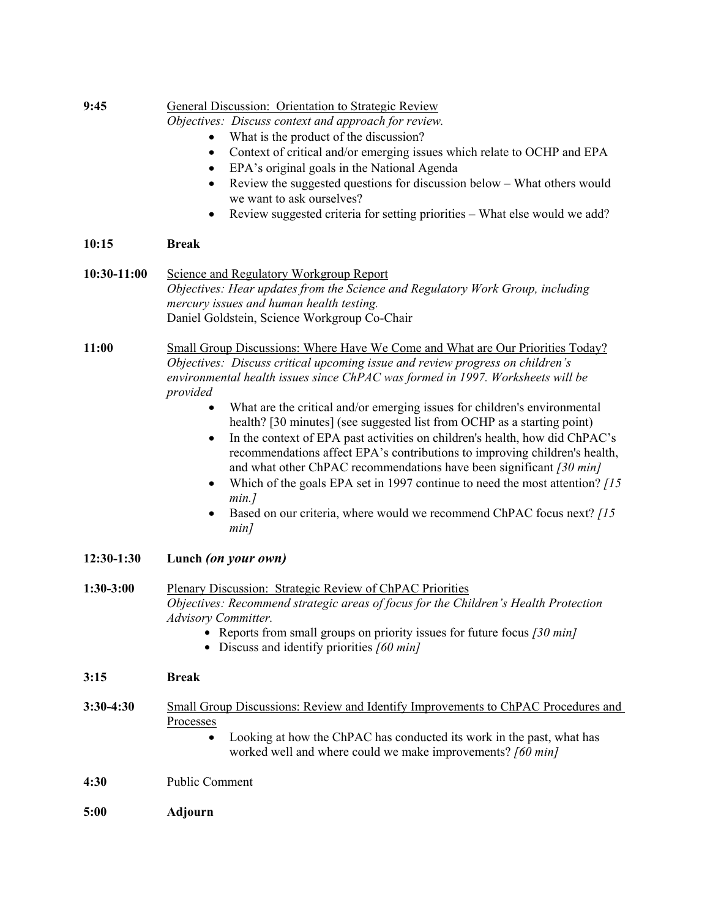**9:45** General Discussion: Orientation to Strategic Review

*Objectives: Discuss context and approach for review.*

- What is the product of the discussion?
- Context of critical and/or emerging issues which relate to OCHP and EPA
- EPA's original goals in the National Agenda
- Review the suggested questions for discussion below – What others would we want to ask ourselves?
- Review suggested criteria for setting priorities – What else would we add?

**10:15** **Break**

**10:30-11:00** Science and Regulatory Workgroup Report

*Objectives: Hear updates from the Science and Regulatory Work Group, including mercury issues and human health testing.*

Daniel Goldstein, Science Workgroup Co-Chair

**11:00** Small Group Discussions: Where Have We Come and What are Our Priorities Today?

*Objectives: Discuss critical upcoming issue and review progress on children's environmental health issues since ChPAC was formed in 1997. Worksheets will be provided*

- What are the critical and/or emerging issues for children's environmental health? [30 minutes] (see suggested list from OCHP as a starting point)
- In the context of EPA past activities on children's health, how did ChPAC's recommendations affect EPA's contributions to improving children's health, and what other ChPAC recommendations have been significant *[30 min]*
- Which of the goals EPA set in 1997 continue to need the most attention? *[15 min.]*
- Based on our criteria, where would we recommend ChPAC focus next? *[15 min]*

**12:30-1:30** **Lunch *(on your own)***

**1:30-3:00** Plenary Discussion: Strategic Review of ChPAC Priorities

*Objectives: Recommend strategic areas of focus for the Children's Health Protection Advisory Committee.*

- Reports from small groups on priority issues for future focus *[30 min]*
- Discuss and identify priorities *[60 min]*

**3:15** **Break**

**3:30-4:30** Small Group Discussions: Review and Identify Improvements to ChPAC Procedures and Processes

- Looking at how the ChPAC has conducted its work in the past, what has worked well and where could we make improvements? *[60 min]*

**4:30** Public Comment

**5:00** **Adjourn**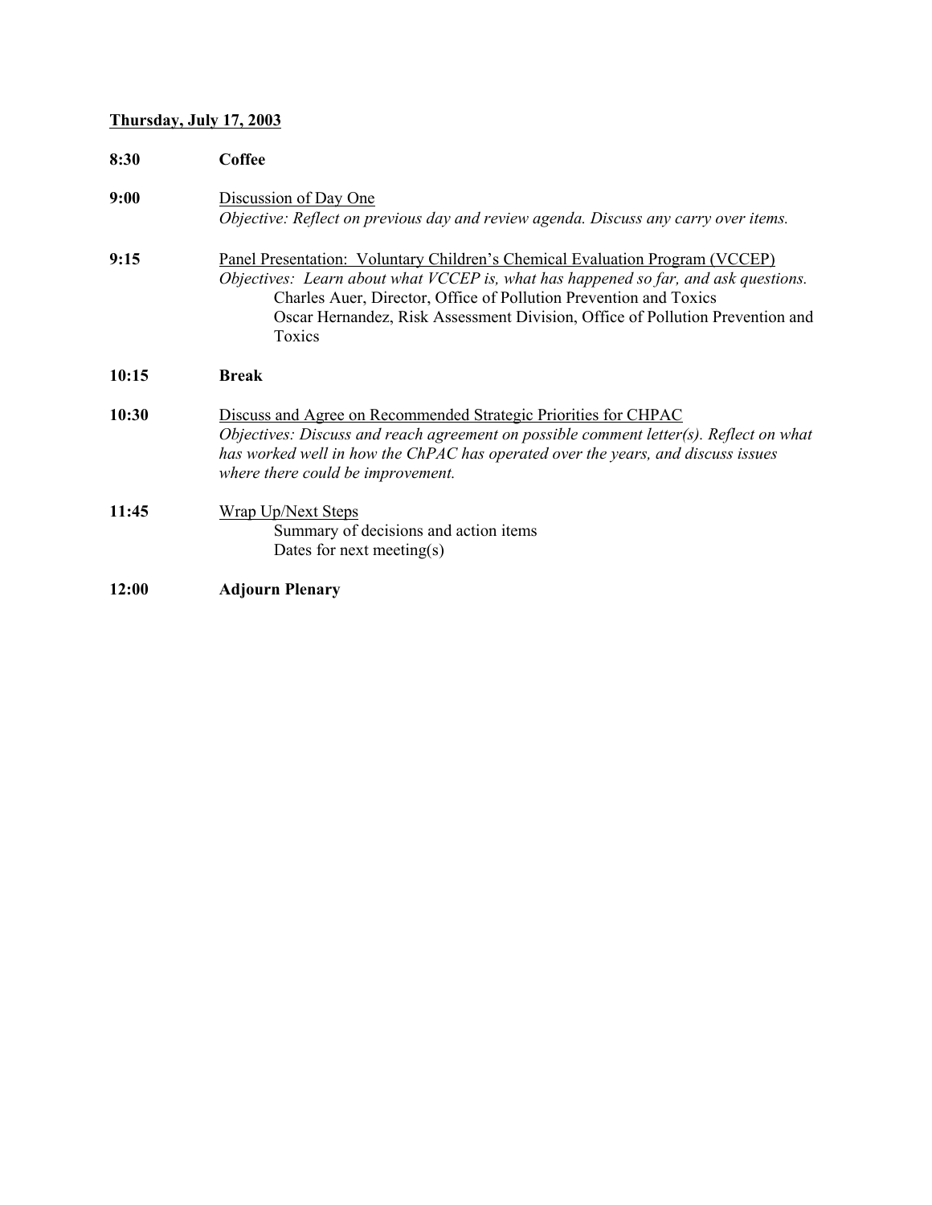**<u>Thursday, July 17, 2003</u>**

**8:30** **Coffee**

**9:00** <u>Discussion of Day One</u>
*Objective: Reflect on previous day and review agenda. Discuss any carry over items.*

**9:15** <u>Panel Presentation: Voluntary Children's Chemical Evaluation Program (VCCEP)</u>
*Objectives: Learn about what VCCEP is, what has happened so far, and ask questions.*
Charles Auer, Director, Office of Pollution Prevention and Toxics
Oscar Hernandez, Risk Assessment Division, Office of Pollution Prevention and Toxics

**10:15** **Break**

**10:30** <u>Discuss and Agree on Recommended Strategic Priorities for CHPAC</u>
*Objectives: Discuss and reach agreement on possible comment letter(s). Reflect on what has worked well in how the ChPAC has operated over the years, and discuss issues where there could be improvement.*

**11:45** <u>Wrap Up/Next Steps</u>
Summary of decisions and action items
Dates for next meeting(s)

**12:00** **Adjourn Plenary**